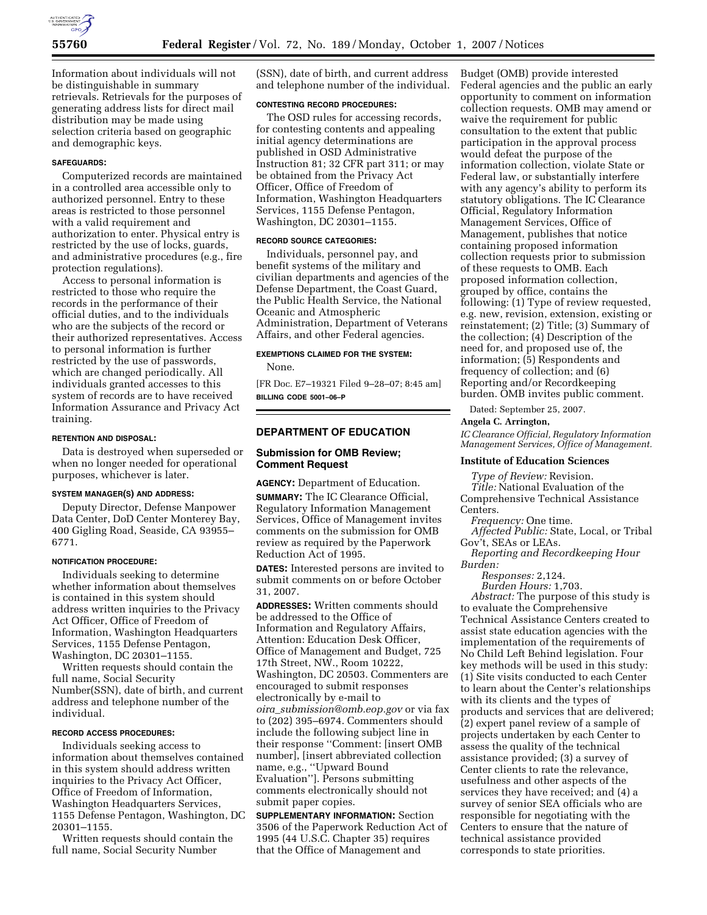Information about individuals will not be distinguishable in summary retrievals. Retrievals for the purposes of generating address lists for direct mail distribution may be made using selection criteria based on geographic and demographic keys.

#### SAFEGUARDS:

Computerized records are maintained in a controlled area accessible only to authorized personnel. Entry to these areas is restricted to those personnel with a valid requirement and authorization to enter. Physical entry is restricted by the use of locks, guards, and administrative procedures (e.g., fire protection regulations).

Access to personal information is restricted to those who require the records in the performance of their official duties, and to the individuals who are the subjects of the record or their authorized representatives. Access to personal information is further restricted by the use of passwords, which are changed periodically. All individuals granted accesses to this system of records are to have received Information Assurance and Privacy Act training.

#### RETENTION AND DISPOSAL:

Data is destroyed when superseded or when no longer needed for operational purposes, whichever is later.

#### SYSTEM MANAGER(S) AND ADDRESS:

Deputy Director, Defense Manpower Data Center, DoD Center Monterey Bay, 400 Gigling Road, Seaside, CA 93955–6771.

#### NOTIFICATION PROCEDURE:

Individuals seeking to determine whether information about themselves is contained in this system should address written inquiries to the Privacy Act Officer, Office of Freedom of Information, Washington Headquarters Services, 1155 Defense Pentagon, Washington, DC 20301–1155.

Written requests should contain the full name, Social Security Number(SSN), date of birth, and current address and telephone number of the individual.

#### RECORD ACCESS PROCEDURES:

Individuals seeking access to information about themselves contained in this system should address written inquiries to the Privacy Act Officer, Office of Freedom of Information, Washington Headquarters Services, 1155 Defense Pentagon, Washington, DC 20301–1155.

Written requests should contain the full name, Social Security Number (SSN), date of birth, and current address and telephone number of the individual.

#### CONTESTING RECORD PROCEDURES:

The OSD rules for accessing records, for contesting contents and appealing initial agency determinations are published in OSD Administrative Instruction 81; 32 CFR part 311; or may be obtained from the Privacy Act Officer, Office of Freedom of Information, Washington Headquarters Services, 1155 Defense Pentagon, Washington, DC 20301–1155.

#### RECORD SOURCE CATEGORIES:

Individuals, personnel pay, and benefit systems of the military and civilian departments and agencies of the Defense Department, the Coast Guard, the Public Health Service, the National Oceanic and Atmospheric Administration, Department of Veterans Affairs, and other Federal agencies.

#### EXEMPTIONS CLAIMED FOR THE SYSTEM:

None.

[FR Doc. E7–19321 Filed 9–28–07; 8:45 am]

**BILLING CODE 5001–06–P**

## DEPARTMENT OF EDUCATION

### Submission for OMB Review; Comment Request

**AGENCY:** Department of Education.

**SUMMARY:** The IC Clearance Official, Regulatory Information Management Services, Office of Management invites comments on the submission for OMB review as required by the Paperwork Reduction Act of 1995.

**DATES:** Interested persons are invited to submit comments on or before October 31, 2007.

**ADDRESSES:** Written comments should be addressed to the Office of Information and Regulatory Affairs, Attention: Education Desk Officer, Office of Management and Budget, 725 17th Street, NW., Room 10222, Washington, DC 20503. Commenters are encouraged to submit responses electronically by e-mail to *oira_submission@omb.eop.gov* or via fax to (202) 395–6974. Commenters should include the following subject line in their response ''Comment: [insert OMB number], [insert abbreviated collection name, e.g., ''Upward Bound Evaluation'']. Persons submitting comments electronically should not submit paper copies.

**SUPPLEMENTARY INFORMATION:** Section 3506 of the Paperwork Reduction Act of 1995 (44 U.S.C. Chapter 35) requires that the Office of Management and Budget (OMB) provide interested Federal agencies and the public an early opportunity to comment on information collection requests. OMB may amend or waive the requirement for public consultation to the extent that public participation in the approval process would defeat the purpose of the information collection, violate State or Federal law, or substantially interfere with any agency's ability to perform its statutory obligations. The IC Clearance Official, Regulatory Information Management Services, Office of Management, publishes that notice containing proposed information collection requests prior to submission of these requests to OMB. Each proposed information collection, grouped by office, contains the following: (1) Type of review requested, e.g. new, revision, extension, existing or reinstatement; (2) Title; (3) Summary of the collection; (4) Description of the need for, and proposed use of, the information; (5) Respondents and frequency of collection; and (6) Reporting and/or Recordkeeping burden. OMB invites public comment.

Dated: September 25, 2007.

**Angela C. Arrington,**

*IC Clearance Official, Regulatory Information Management Services, Office of Management.*

#### Institute of Education Sciences

*Type of Review:* Revision.

*Title:* National Evaluation of the Comprehensive Technical Assistance Centers.

*Frequency:* One time.

*Affected Public:* State, Local, or Tribal Gov't, SEAs or LEAs.

*Reporting and Recordkeeping Hour Burden:*

*Responses:* 2,124.

*Burden Hours:* 1,703.

*Abstract:* The purpose of this study is to evaluate the Comprehensive Technical Assistance Centers created to assist state education agencies with the implementation of the requirements of No Child Left Behind legislation. Four key methods will be used in this study: (1) Site visits conducted to each Center to learn about the Center's relationships with its clients and the types of products and services that are delivered; (2) expert panel review of a sample of projects undertaken by each Center to assess the quality of the technical assistance provided; (3) a survey of Center clients to rate the relevance, usefulness and other aspects of the services they have received; and (4) a survey of senior SEA officials who are responsible for negotiating with the Centers to ensure that the nature of technical assistance provided corresponds to state priorities.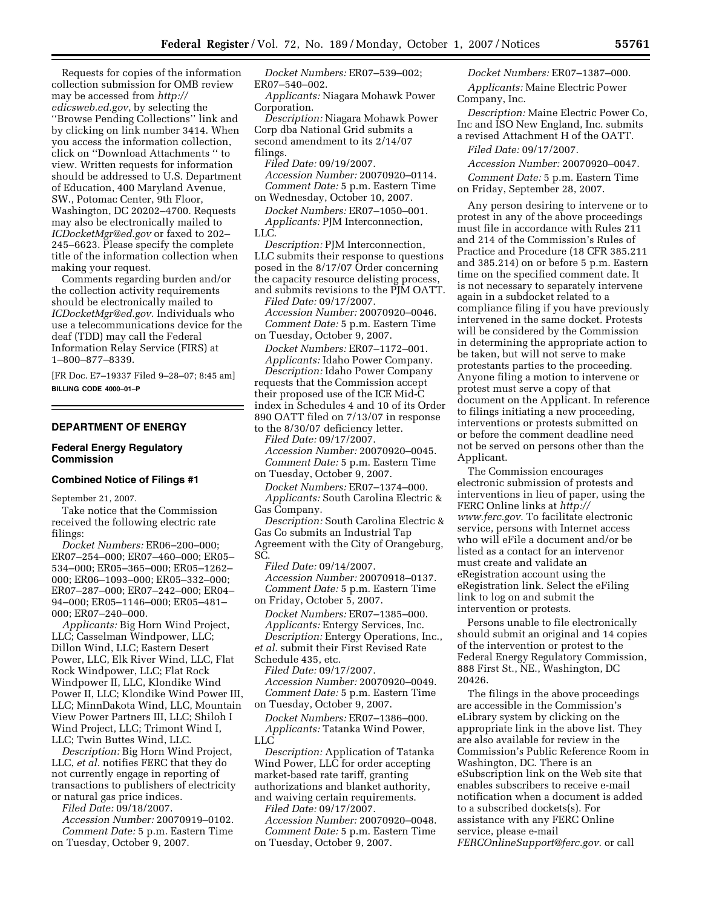Requests for copies of the information collection submission for OMB review may be accessed from *http://edicsweb.ed.gov*, by selecting the ''Browse Pending Collections'' link and by clicking on link number 3414. When you access the information collection, click on ''Download Attachments '' to view. Written requests for information should be addressed to U.S. Department of Education, 400 Maryland Avenue, SW., Potomac Center, 9th Floor, Washington, DC 20202–4700. Requests may also be electronically mailed to *ICDocketMgr@ed.gov* or faxed to 202–245–6623. Please specify the complete title of the information collection when making your request.

Comments regarding burden and/or the collection activity requirements should be electronically mailed to *ICDocketMgr@ed.gov.* Individuals who use a telecommunications device for the deaf (TDD) may call the Federal Information Relay Service (FIRS) at 1–800–877–8339.

[FR Doc. E7–19337 Filed 9–28–07; 8:45 am]

**BILLING CODE 4000–01–P**

## DEPARTMENT OF ENERGY

### Federal Energy Regulatory Commission

### Combined Notice of Filings #1

September 21, 2007.

Take notice that the Commission received the following electric rate filings:

*Docket Numbers:* ER06–200–000; ER07–254–000; ER07–460–000; ER05–534–000; ER05–365–000; ER05–1262–000; ER06–1093–000; ER05–332–000; ER07–287–000; ER07–242–000; ER04–94–000; ER05–1146–000; ER05–481–000; ER07–240–000.

*Applicants:* Big Horn Wind Project, LLC; Casselman Windpower, LLC; Dillon Wind, LLC; Eastern Desert Power, LLC, Elk River Wind, LLC, Flat Rock Windpower, LLC; Flat Rock Windpower II, LLC, Klondike Wind Power II, LLC; Klondike Wind Power III, LLC; MinnDakota Wind, LLC, Mountain View Power Partners III, LLC; Shiloh I Wind Project, LLC; Trimont Wind I, LLC; Twin Buttes Wind, LLC.

*Description:* Big Horn Wind Project, LLC, *et al.* notifies FERC that they do not currently engage in reporting of transactions to publishers of electricity or natural gas price indices.

*Filed Date:* 09/18/2007.

*Accession Number:* 20070919–0102.

*Comment Date:* 5 p.m. Eastern Time on Tuesday, October 9, 2007.

*Docket Numbers:* ER07–539–002; ER07–540–002.

*Applicants:* Niagara Mohawk Power Corporation.

*Description:* Niagara Mohawk Power Corp dba National Grid submits a second amendment to its 2/14/07 filings.

*Filed Date:* 09/19/2007.

*Accession Number:* 20070920–0114.

*Comment Date:* 5 p.m. Eastern Time on Wednesday, October 10, 2007.

*Docket Numbers:* ER07–1050–001.

*Applicants:* PJM Interconnection, LLC.

*Description:* PJM Interconnection, LLC submits their response to questions posed in the 8/17/07 Order concerning the capacity resource delisting process, and submits revisions to the PJM OATT.

*Filed Date:* 09/17/2007.

*Accession Number:* 20070920–0046.

*Comment Date:* 5 p.m. Eastern Time on Tuesday, October 9, 2007.

*Docket Numbers:* ER07–1172–001.

*Applicants:* Idaho Power Company.

*Description:* Idaho Power Company requests that the Commission accept their proposed use of the ICE Mid-C index in Schedules 4 and 10 of its Order 890 OATT filed on 7/13/07 in response to the 8/30/07 deficiency letter.

*Filed Date:* 09/17/2007.

*Accession Number:* 20070920–0045.

*Comment Date:* 5 p.m. Eastern Time on Tuesday, October 9, 2007.

*Docket Numbers:* ER07–1374–000.

*Applicants:* South Carolina Electric & Gas Company.

*Description:* South Carolina Electric & Gas Co submits an Industrial Tap Agreement with the City of Orangeburg, SC.

*Filed Date:* 09/14/2007.

*Accession Number:* 20070918–0137.

*Comment Date:* 5 p.m. Eastern Time on Friday, October 5, 2007.

*Docket Numbers:* ER07–1385–000.

*Applicants:* Entergy Services, Inc.

*Description:* Entergy Operations, Inc., *et al.* submit their First Revised Rate Schedule 435, etc.

*Filed Date:* 09/17/2007.

*Accession Number:* 20070920–0049.

*Comment Date:* 5 p.m. Eastern Time on Tuesday, October 9, 2007.

*Docket Numbers:* ER07–1386–000.

*Applicants:* Tatanka Wind Power, LLC

*Description:* Application of Tatanka Wind Power, LLC for order accepting market-based rate tariff, granting authorizations and blanket authority, and waiving certain requirements.

*Filed Date:* 09/17/2007.

*Accession Number:* 20070920–0048.

*Comment Date:* 5 p.m. Eastern Time on Tuesday, October 9, 2007.

*Docket Numbers:* ER07–1387–000.

*Applicants:* Maine Electric Power Company, Inc.

*Description:* Maine Electric Power Co, Inc and ISO New England, Inc. submits a revised Attachment H of the OATT.

*Filed Date:* 09/17/2007.

*Accession Number:* 20070920–0047.

*Comment Date:* 5 p.m. Eastern Time on Friday, September 28, 2007.

Any person desiring to intervene or to protest in any of the above proceedings must file in accordance with Rules 211 and 214 of the Commission's Rules of Practice and Procedure (18 CFR 385.211 and 385.214) on or before 5 p.m. Eastern time on the specified comment date. It is not necessary to separately intervene again in a subdocket related to a compliance filing if you have previously intervened in the same docket. Protests will be considered by the Commission in determining the appropriate action to be taken, but will not serve to make protestants parties to the proceeding. Anyone filing a motion to intervene or protest must serve a copy of that document on the Applicant. In reference to filings initiating a new proceeding, interventions or protests submitted on or before the comment deadline need not be served on persons other than the Applicant.

The Commission encourages electronic submission of protests and interventions in lieu of paper, using the FERC Online links at *http://www.ferc.gov.* To facilitate electronic service, persons with Internet access who will eFile a document and/or be listed as a contact for an intervenor must create and validate an eRegistration account using the eRegistration link. Select the eFiling link to log on and submit the intervention or protests.

Persons unable to file electronically should submit an original and 14 copies of the intervention or protest to the Federal Energy Regulatory Commission, 888 First St., NE., Washington, DC 20426.

The filings in the above proceedings are accessible in the Commission's eLibrary system by clicking on the appropriate link in the above list. They are also available for review in the Commission's Public Reference Room in Washington, DC. There is an eSubscription link on the Web site that enables subscribers to receive e-mail notification when a document is added to a subscribed dockets(s). For assistance with any FERC Online service, please e-mail *FERCOnlineSupport@ferc.gov.* or call